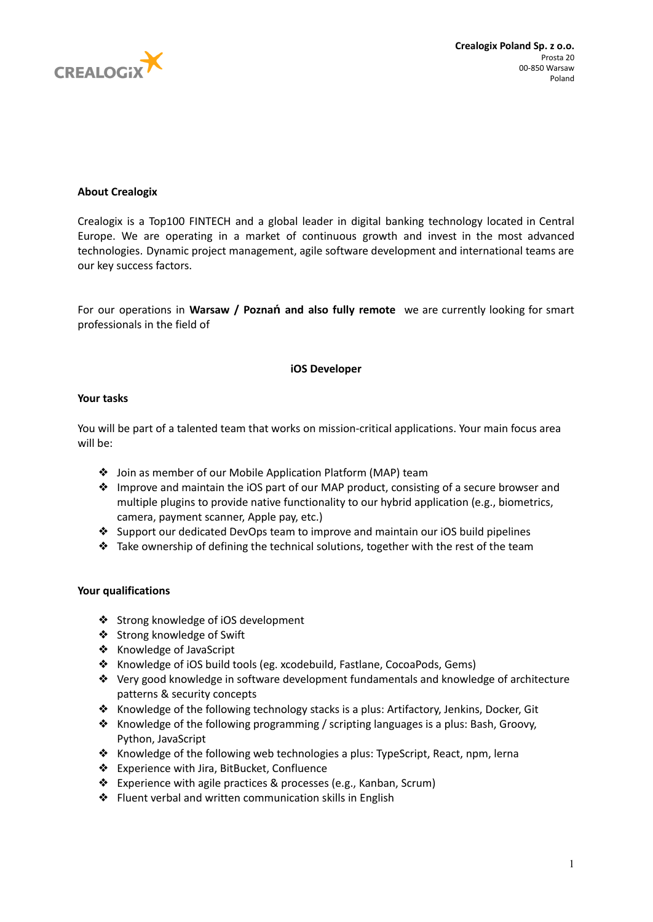CREALOGIX

**Crealogix Poland Sp. z o.o.**
Prosta 20
00-850 Warsaw
Poland

**About Crealogix**

Crealogix is a Top100 FINTECH and a global leader in digital banking technology located in Central Europe. We are operating in a market of continuous growth and invest in the most advanced technologies. Dynamic project management, agile software development and international teams are our key success factors.

For our operations in **Warsaw / Poznań and also fully remote** we are currently looking for smart professionals in the field of

**iOS Developer**

**Your tasks**

You will be part of a talented team that works on mission-critical applications. Your main focus area will be:

- Join as member of our Mobile Application Platform (MAP) team
- Improve and maintain the iOS part of our MAP product, consisting of a secure browser and multiple plugins to provide native functionality to our hybrid application (e.g., biometrics, camera, payment scanner, Apple pay, etc.)
- Support our dedicated DevOps team to improve and maintain our iOS build pipelines
- Take ownership of defining the technical solutions, together with the rest of the team

**Your qualifications**

- Strong knowledge of iOS development
- Strong knowledge of Swift
- Knowledge of JavaScript
- Knowledge of iOS build tools (eg. xcodebuild, Fastlane, CocoaPods, Gems)
- Very good knowledge in software development fundamentals and knowledge of architecture patterns & security concepts
- Knowledge of the following technology stacks is a plus: Artifactory, Jenkins, Docker, Git
- Knowledge of the following programming / scripting languages is a plus: Bash, Groovy, Python, JavaScript
- Knowledge of the following web technologies a plus: TypeScript, React, npm, lerna
- Experience with Jira, BitBucket, Confluence
- Experience with agile practices & processes (e.g., Kanban, Scrum)
- Fluent verbal and written communication skills in English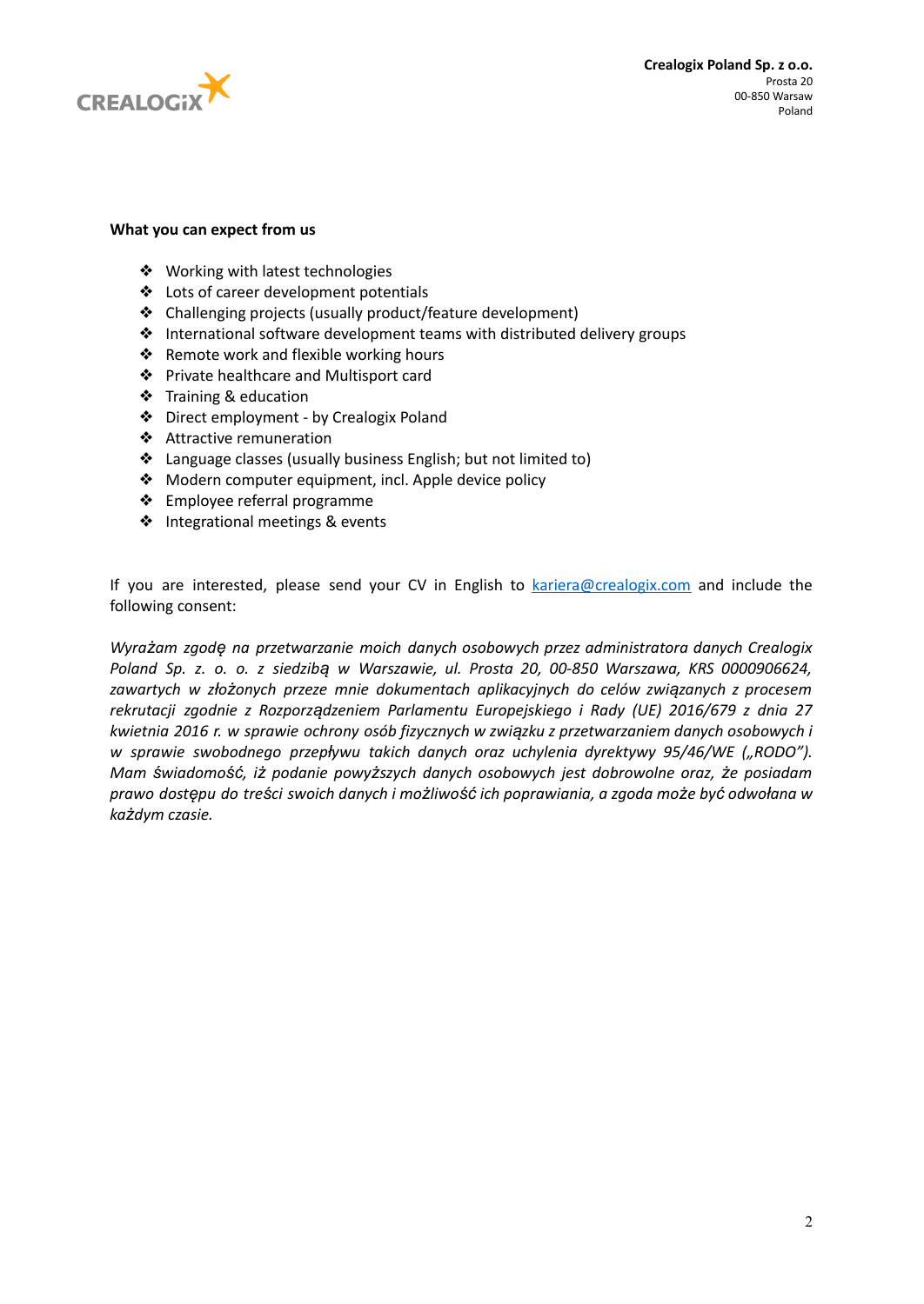**Crealogix Poland Sp. z o.o.**
Prosta 20
00-850 Warsaw
Poland

**What you can expect from us**

- Working with latest technologies
- Lots of career development potentials
- Challenging projects (usually product/feature development)
- International software development teams with distributed delivery groups
- Remote work and flexible working hours
- Private healthcare and Multisport card
- Training & education
- Direct employment - by Crealogix Poland
- Attractive remuneration
- Language classes (usually business English; but not limited to)
- Modern computer equipment, incl. Apple device policy
- Employee referral programme
- Integrational meetings & events

If you are interested, please send your CV in English to kariera@crealogix.com and include the following consent:

*Wyrażam zgodę na przetwarzanie moich danych osobowych przez administratora danych Crealogix Poland Sp. z. o. o. z siedzibą w Warszawie, ul. Prosta 20, 00-850 Warszawa, KRS 0000906624, zawartych w złożonych przeze mnie dokumentach aplikacyjnych do celów związanych z procesem rekrutacji zgodnie z Rozporządzeniem Parlamentu Europejskiego i Rady (UE) 2016/679 z dnia 27 kwietnia 2016 r. w sprawie ochrony osób fizycznych w związku z przetwarzaniem danych osobowych i w sprawie swobodnego przepływu takich danych oraz uchylenia dyrektywy 95/46/WE („RODO"). Mam świadomość, iż podanie powyższych danych osobowych jest dobrowolne oraz, że posiadam prawo dostępu do treści swoich danych i możliwość ich poprawiania, a zgoda może być odwołana w każdym czasie.*